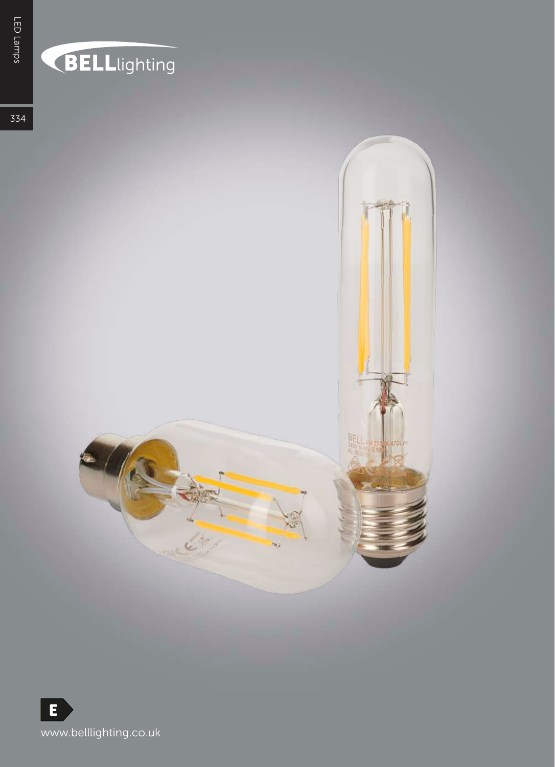LED Lamps

BELLlighting

E

www.belllighting.co.uk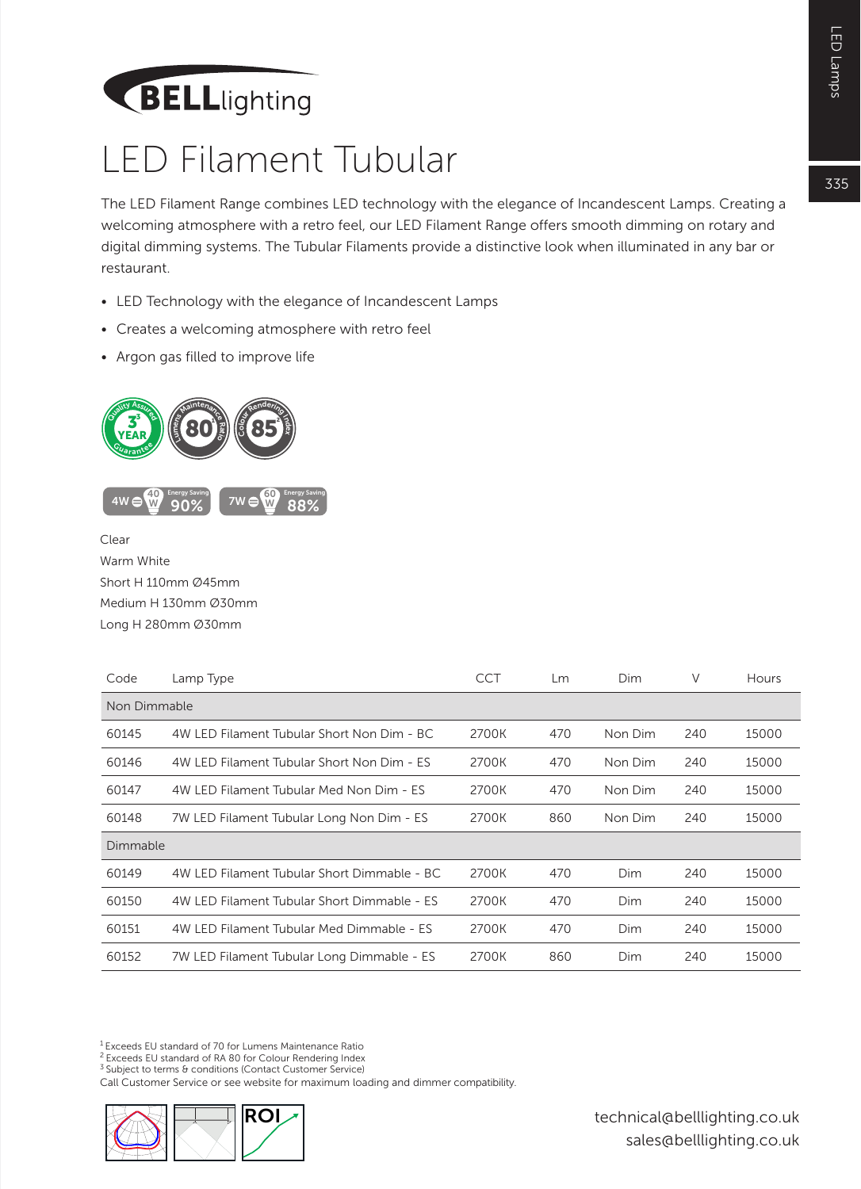# LED Filament Tubular

The LED Filament Range combines LED technology with the elegance of Incandescent Lamps. Creating a welcoming atmosphere with a retro feel, our LED Filament Range offers smooth dimming on rotary and digital dimming systems. The Tubular Filaments provide a distinctive look when illuminated in any bar or restaurant.

- LED Technology with the elegance of Incandescent Lamps
- Creates a welcoming atmosphere with retro feel
- Argon gas filled to improve life

3[3] YEAR Quality Assured Guarantee

80[1] Lumens Maintenance Ratio

85[2] Colour Rendering Index

4W = 40W Energy Saving 90%

7W = 60W Energy Saving 88%

Clear

Warm White

Short H 110mm Ø45mm

Medium H 130mm Ø30mm

Long H 280mm Ø30mm

| Code | Lamp Type | CCT | Lm | Dim | V | Hours |
|---|---|---|---|---|---|---|
| Non Dimmable | | | | | | |
| 60145 | 4W LED Filament Tubular Short Non Dim - BC | 2700K | 470 | Non Dim | 240 | 15000 |
| 60146 | 4W LED Filament Tubular Short Non Dim - ES | 2700K | 470 | Non Dim | 240 | 15000 |
| 60147 | 4W LED Filament Tubular Med Non Dim - ES | 2700K | 470 | Non Dim | 240 | 15000 |
| 60148 | 7W LED Filament Tubular Long Non Dim - ES | 2700K | 860 | Non Dim | 240 | 15000 |
| Dimmable | | | | | | |
| 60149 | 4W LED Filament Tubular Short Dimmable - BC | 2700K | 470 | Dim | 240 | 15000 |
| 60150 | 4W LED Filament Tubular Short Dimmable - ES | 2700K | 470 | Dim | 240 | 15000 |
| 60151 | 4W LED Filament Tubular Med Dimmable - ES | 2700K | 470 | Dim | 240 | 15000 |
| 60152 | 7W LED Filament Tubular Long Dimmable - ES | 2700K | 860 | Dim | 240 | 15000 |

[1] Exceeds EU standard of 70 for Lumens Maintenance Ratio
[2] Exceeds EU standard of RA 80 for Colour Rendering Index
[3] Subject to terms & conditions (Contact Customer Service)
Call Customer Service or see website for maximum loading and dimmer compatibility.

ROI

technical@belllighting.co.uk
sales@belllighting.co.uk